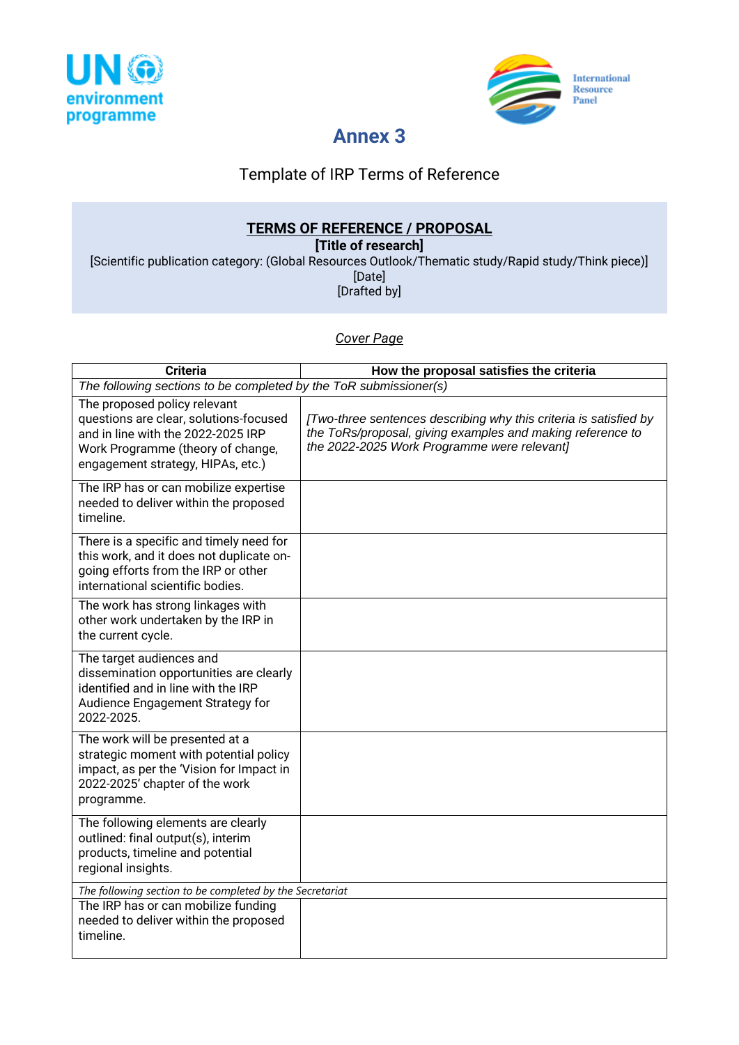# Annex 3

Template of IRP Terms of Reference

**TERMS OF REFERENCE / PROPOSAL**

**[Title of research]**

[Scientific publication category: (Global Resources Outlook/Thematic study/Rapid study/Think piece)]

[Date]

[Drafted by]

*Cover Page*

| Criteria | How the proposal satisfies the criteria |
|---|---|
| *The following sections to be completed by the ToR submissioner(s)* | |
| The proposed policy relevant questions are clear, solutions-focused and in line with the 2022-2025 IRP Work Programme (theory of change, engagement strategy, HIPAs, etc.) | *[Two-three sentences describing why this criteria is satisfied by the ToRs/proposal, giving examples and making reference to the 2022-2025 Work Programme were relevant]* |
| The IRP has or can mobilize expertise needed to deliver within the proposed timeline. | |
| There is a specific and timely need for this work, and it does not duplicate on-going efforts from the IRP or other international scientific bodies. | |
| The work has strong linkages with other work undertaken by the IRP in the current cycle. | |
| The target audiences and dissemination opportunities are clearly identified and in line with the IRP Audience Engagement Strategy for 2022-2025. | |
| The work will be presented at a strategic moment with potential policy impact, as per the 'Vision for Impact in 2022-2025' chapter of the work programme. | |
| The following elements are clearly outlined: final output(s), interim products, timeline and potential regional insights. | |
| *The following section to be completed by the Secretariat* | |
| The IRP has or can mobilize funding needed to deliver within the proposed timeline. | |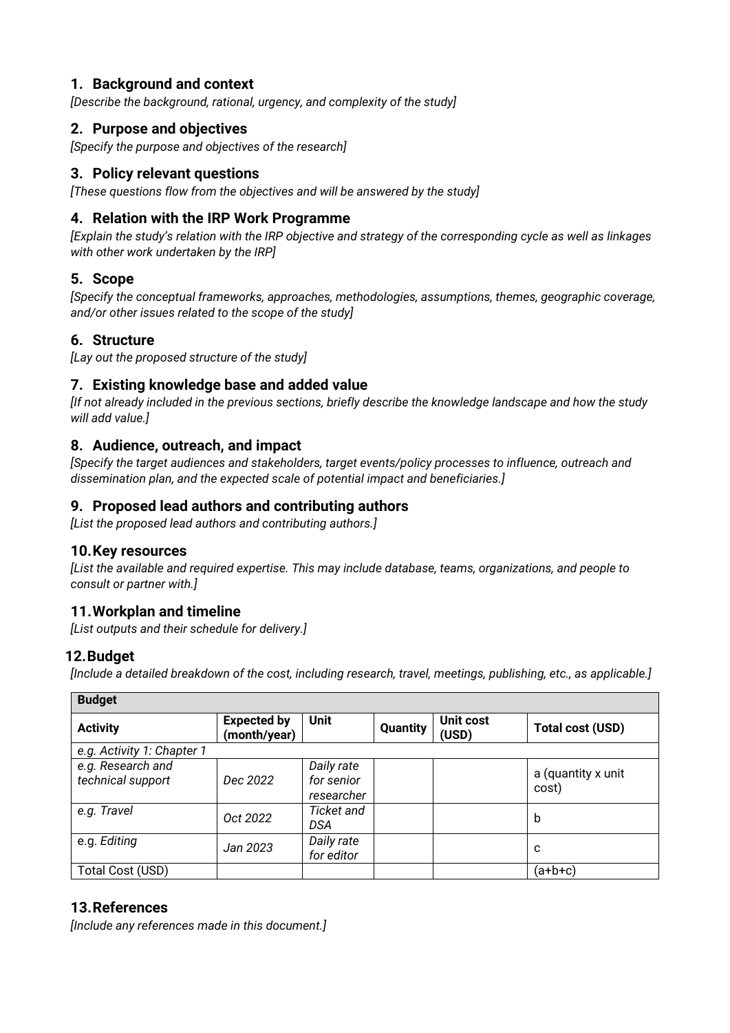## 1. Background and context

*[Describe the background, rational, urgency, and complexity of the study]*

## 2. Purpose and objectives

*[Specify the purpose and objectives of the research]*

## 3. Policy relevant questions

*[These questions flow from the objectives and will be answered by the study]*

## 4. Relation with the IRP Work Programme

*[Explain the study's relation with the IRP objective and strategy of the corresponding cycle as well as linkages with other work undertaken by the IRP]*

## 5. Scope

*[Specify the conceptual frameworks, approaches, methodologies, assumptions, themes, geographic coverage, and/or other issues related to the scope of the study]*

## 6. Structure

*[Lay out the proposed structure of the study]*

## 7. Existing knowledge base and added value

*[If not already included in the previous sections, briefly describe the knowledge landscape and how the study will add value.]*

## 8. Audience, outreach, and impact

*[Specify the target audiences and stakeholders, target events/policy processes to influence, outreach and dissemination plan, and the expected scale of potential impact and beneficiaries.]*

## 9. Proposed lead authors and contributing authors

*[List the proposed lead authors and contributing authors.]*

## 10. Key resources

*[List the available and required expertise. This may include database, teams, organizations, and people to consult or partner with.]*

## 11. Workplan and timeline

*[List outputs and their schedule for delivery.]*

## 12. Budget

*[Include a detailed breakdown of the cost, including research, travel, meetings, publishing, etc., as applicable.]*

| **Budget** | | | | | |
|---|---|---|---|---|---|
| **Activity** | **Expected by (month/year)** | **Unit** | **Quantity** | **Unit cost (USD)** | **Total cost (USD)** |
| *e.g. Activity 1: Chapter 1* | | | | | |
| *e.g. Research and technical support* | *Dec 2022* | *Daily rate for senior researcher* | | | a (quantity x unit cost) |
| *e.g. Travel* | *Oct 2022* | *Ticket and DSA* | | | b |
| e.g. *Editing* | *Jan 2023* | *Daily rate for editor* | | | c |
| Total Cost (USD) | | | | | (a+b+c) |

## 13. References

*[Include any references made in this document.]*